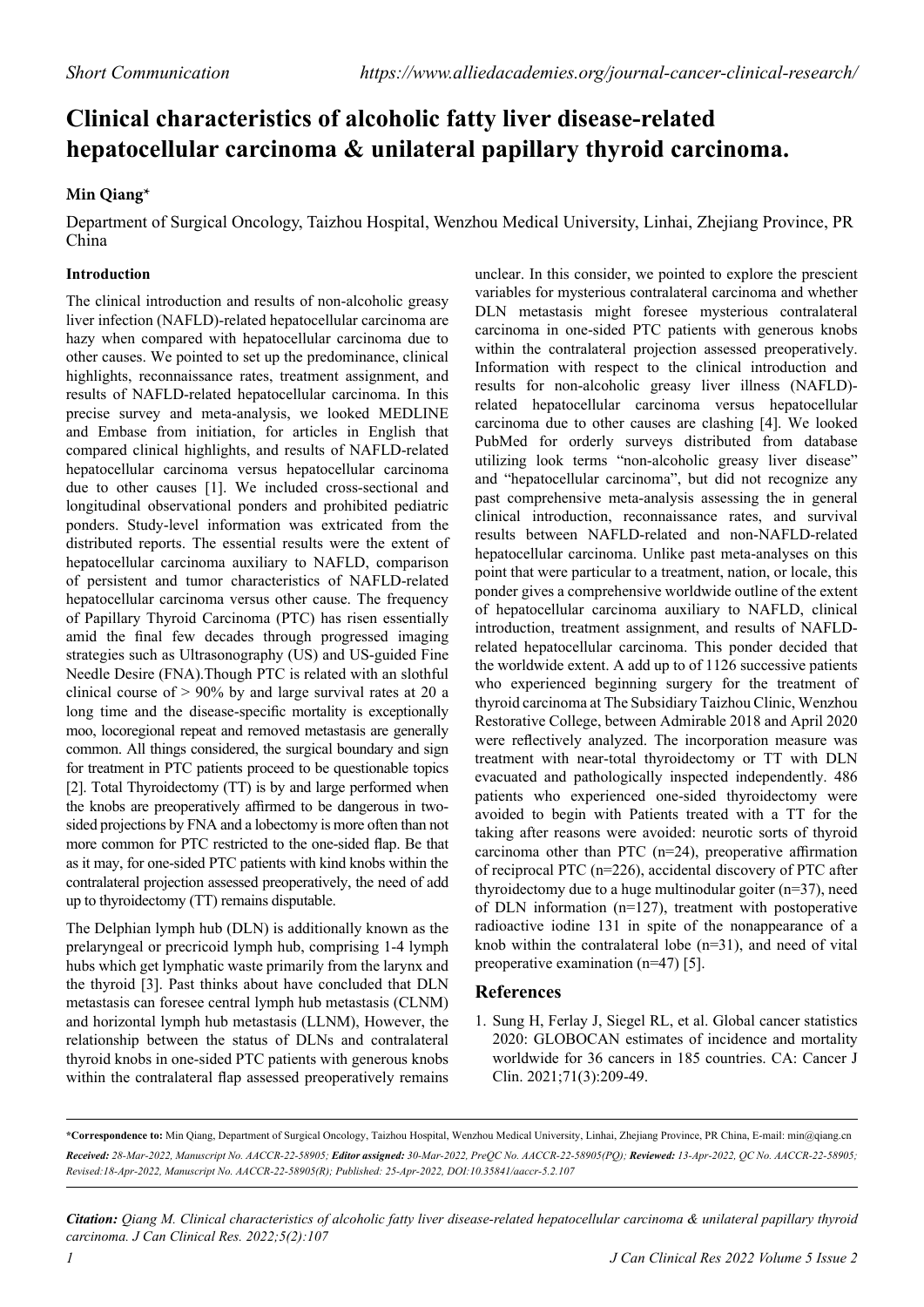Short Communication https://www.alliedacademies.org/journal-cancer-clinical-research/

# Clinical characteristics of alcoholic fatty liver disease-related hepatocellular carcinoma & unilateral papillary thyroid carcinoma.

**Min Qiang***

Department of Surgical Oncology, Taizhou Hospital, Wenzhou Medical University, Linhai, Zhejiang Province, PR China

## Introduction

The clinical introduction and results of non-alcoholic greasy liver infection (NAFLD)-related hepatocellular carcinoma are hazy when compared with hepatocellular carcinoma due to other causes. We pointed to set up the predominance, clinical highlights, reconnaissance rates, treatment assignment, and results of NAFLD-related hepatocellular carcinoma. In this precise survey and meta-analysis, we looked MEDLINE and Embase from initiation, for articles in English that compared clinical highlights, and results of NAFLD-related hepatocellular carcinoma versus hepatocellular carcinoma due to other causes [1]. We included cross-sectional and longitudinal observational ponders and prohibited pediatric ponders. Study-level information was extricated from the distributed reports. The essential results were the extent of hepatocellular carcinoma auxiliary to NAFLD, comparison of persistent and tumor characteristics of NAFLD-related hepatocellular carcinoma versus other cause. The frequency of Papillary Thyroid Carcinoma (PTC) has risen essentially amid the final few decades through progressed imaging strategies such as Ultrasonography (US) and US-guided Fine Needle Desire (FNA).Though PTC is related with an slothful clinical course of > 90% by and large survival rates at 20 a long time and the disease-specific mortality is exceptionally moo, locoregional repeat and removed metastasis are generally common. All things considered, the surgical boundary and sign for treatment in PTC patients proceed to be questionable topics [2]. Total Thyroidectomy (TT) is by and large performed when the knobs are preoperatively affirmed to be dangerous in two-sided projections by FNA and a lobectomy is more often than not more common for PTC restricted to the one-sided flap. Be that as it may, for one-sided PTC patients with kind knobs within the contralateral projection assessed preoperatively, the need of add up to thyroidectomy (TT) remains disputable.

The Delphian lymph hub (DLN) is additionally known as the prelaryngeal or precricoid lymph hub, comprising 1-4 lymph hubs which get lymphatic waste primarily from the larynx and the thyroid [3]. Past thinks about have concluded that DLN metastasis can foresee central lymph hub metastasis (CLNM) and horizontal lymph hub metastasis (LLNM), However, the relationship between the status of DLNs and contralateral thyroid knobs in one-sided PTC patients with generous knobs within the contralateral flap assessed preoperatively remains unclear. In this consider, we pointed to explore the prescient variables for mysterious contralateral carcinoma and whether DLN metastasis might foresee mysterious contralateral carcinoma in one-sided PTC patients with generous knobs within the contralateral projection assessed preoperatively. Information with respect to the clinical introduction and results for non-alcoholic greasy liver illness (NAFLD)-related hepatocellular carcinoma versus hepatocellular carcinoma due to other causes are clashing [4]. We looked PubMed for orderly surveys distributed from database utilizing look terms "non-alcoholic greasy liver disease" and "hepatocellular carcinoma", but did not recognize any past comprehensive meta-analysis assessing the in general clinical introduction, reconnaissance rates, and survival results between NAFLD-related and non-NAFLD-related hepatocellular carcinoma. Unlike past meta-analyses on this point that were particular to a treatment, nation, or locale, this ponder gives a comprehensive worldwide outline of the extent of hepatocellular carcinoma auxiliary to NAFLD, clinical introduction, treatment assignment, and results of NAFLD-related hepatocellular carcinoma. This ponder decided that the worldwide extent. A add up to of 1126 successive patients who experienced beginning surgery for the treatment of thyroid carcinoma at The Subsidiary Taizhou Clinic, Wenzhou Restorative College, between Admirable 2018 and April 2020 were reflectively analyzed. The incorporation measure was treatment with near-total thyroidectomy or TT with DLN evacuated and pathologically inspected independently. 486 patients who experienced one-sided thyroidectomy were avoided to begin with Patients treated with a TT for the taking after reasons were avoided: neurotic sorts of thyroid carcinoma other than PTC (n=24), preoperative affirmation of reciprocal PTC (n=226), accidental discovery of PTC after thyroidectomy due to a huge multinodular goiter (n=37), need of DLN information (n=127), treatment with postoperative radioactive iodine 131 in spite of the nonappearance of a knob within the contralateral lobe (n=31), and need of vital preoperative examination (n=47) [5].

## References

1. Sung H, Ferlay J, Siegel RL, et al. Global cancer statistics 2020: GLOBOCAN estimates of incidence and mortality worldwide for 36 cancers in 185 countries. CA: Cancer J Clin. 2021;71(3):209-49.

---

***Correspondence to:** Min Qiang, Department of Surgical Oncology, Taizhou Hospital, Wenzhou Medical University, Linhai, Zhejiang Province, PR China, E-mail: min@qiang.cn

***Received:** 28-Mar-2022, Manuscript No. AACCR-22-58905; **Editor assigned:** 30-Mar-2022, PreQC No. AACCR-22-58905(PQ); **Reviewed:** 13-Apr-2022, QC No. AACCR-22-58905; Revised:18-Apr-2022, Manuscript No. AACCR-22-58905(R); Published: 25-Apr-2022, DOI:10.35841/aaccr-5.2.107*

***Citation:** Qiang M. Clinical characteristics of alcoholic fatty liver disease-related hepatocellular carcinoma & unilateral papillary thyroid carcinoma. J Can Clinical Res. 2022;5(2):107*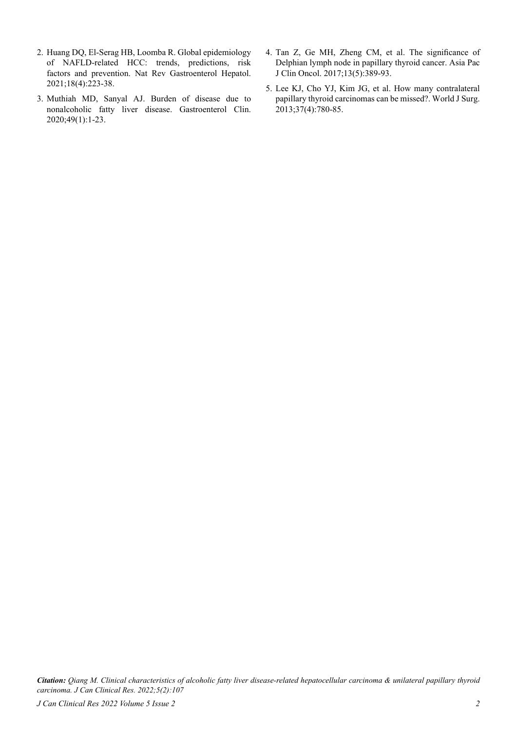2. Huang DQ, El-Serag HB, Loomba R. Global epidemiology of NAFLD-related HCC: trends, predictions, risk factors and prevention. Nat Rev Gastroenterol Hepatol. 2021;18(4):223-38.
3. Muthiah MD, Sanyal AJ. Burden of disease due to nonalcoholic fatty liver disease. Gastroenterol Clin. 2020;49(1):1-23.
4. Tan Z, Ge MH, Zheng CM, et al. The significance of Delphian lymph node in papillary thyroid cancer. Asia Pac J Clin Oncol. 2017;13(5):389-93.
5. Lee KJ, Cho YJ, Kim JG, et al. How many contralateral papillary thyroid carcinomas can be missed?. World J Surg. 2013;37(4):780-85.

***Citation:*** *Qiang M. Clinical characteristics of alcoholic fatty liver disease-related hepatocellular carcinoma & unilateral papillary thyroid carcinoma. J Can Clinical Res. 2022;5(2):107*